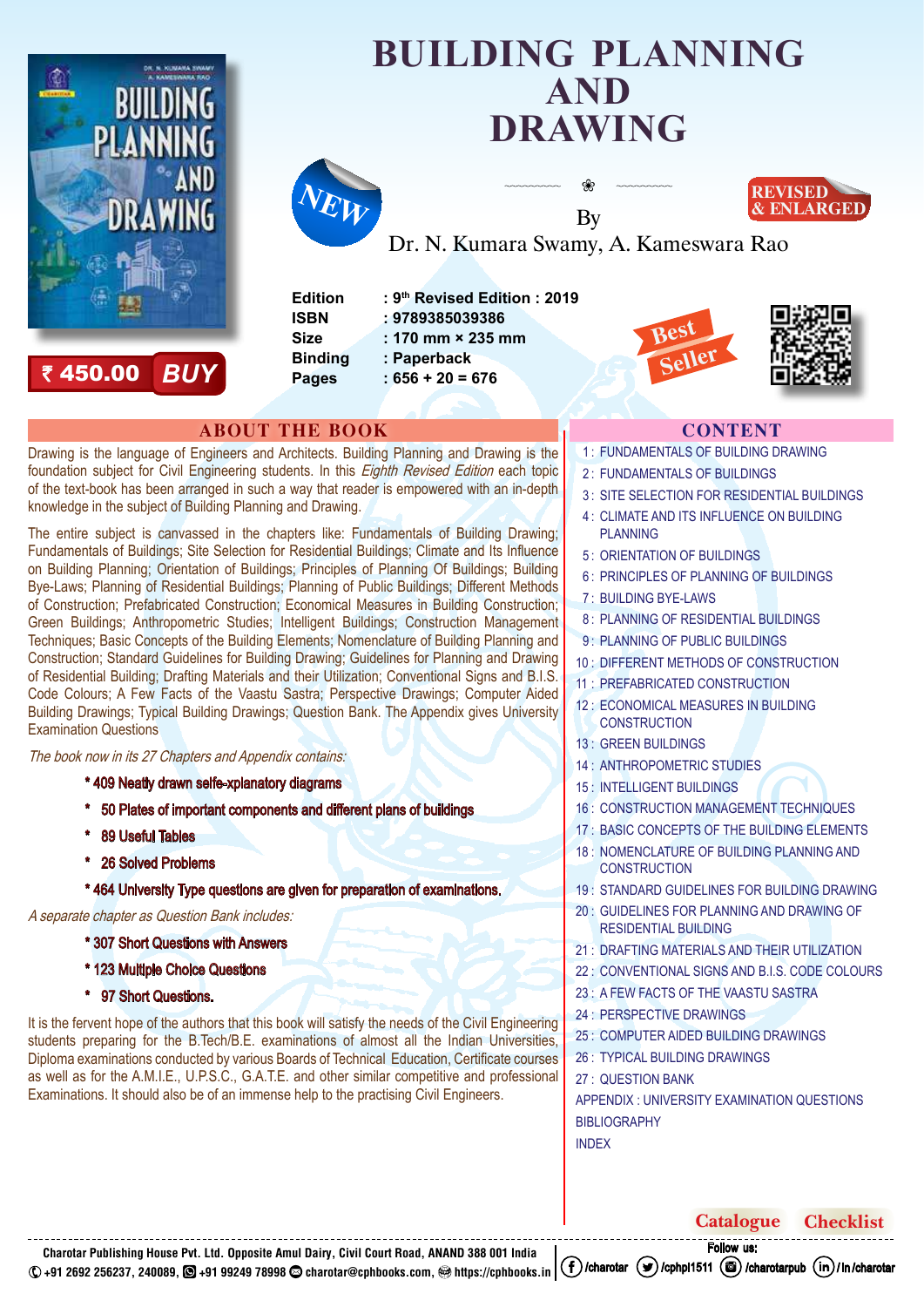# BUILDING PLANNING AND DRAWING

NEW

REVISED & ENLARGED

By

Dr. N. Kumara Swamy, A. Kameswara Rao

₹ 450.00 BUY

| | |
|---|---|
| **Edition** | **: 9th Revised Edition : 2019** |
| **ISBN** | **: 9789385039386** |
| **Size** | **: 170 mm × 235 mm** |
| **Binding** | **: Paperback** |
| **Pages** | **: 656 + 20 = 676** |

Best Seller

## ABOUT THE BOOK

Drawing is the language of Engineers and Architects. Building Planning and Drawing is the foundation subject for Civil Engineering students. In this *Eighth Revised Edition* each topic of the text-book has been arranged in such a way that reader is empowered with an in-depth knowledge in the subject of Building Planning and Drawing.

The entire subject is canvassed in the chapters like: Fundamentals of Building Drawing; Fundamentals of Buildings; Site Selection for Residential Buildings; Climate and Its Influence on Building Planning; Orientation of Buildings; Principles of Planning Of Buildings; Building Bye-Laws; Planning of Residential Buildings; Planning of Public Buildings; Different Methods of Construction; Prefabricated Construction; Economical Measures in Building Construction; Green Buildings; Anthropometric Studies; Intelligent Buildings; Construction Management Techniques; Basic Concepts of the Building Elements; Nomenclature of Building Planning and Construction; Standard Guidelines for Building Drawing; Guidelines for Planning and Drawing of Residential Building; Drafting Materials and their Utilization; Conventional Signs and B.I.S. Code Colours; A Few Facts of the Vaastu Sastra; Perspective Drawings; Computer Aided Building Drawings; Typical Building Drawings; Question Bank. The Appendix gives University Examination Questions

*The book now in its 27 Chapters and Appendix contains:*

- 409 Neatly drawn selfe-xplanatory diagrams
- 50 Plates of important components and different plans of buildings
- 89 Useful Tables
- 26 Solved Problems
- 464 University Type questions are given for preparation of examinations.

*A separate chapter as Question Bank includes:*

- 307 Short Questions with Answers
- 123 Multiple Choice Questions
- 97 Short Questions.

It is the fervent hope of the authors that this book will satisfy the needs of the Civil Engineering students preparing for the B.Tech/B.E. examinations of almost all the Indian Universities, Diploma examinations conducted by various Boards of Technical Education, Certificate courses as well as for the A.M.I.E., U.P.S.C., G.A.T.E. and other similar competitive and professional Examinations. It should also be of an immense help to the practising Civil Engineers.

## CONTENT

1 : FUNDAMENTALS OF BUILDING DRAWING
2 : FUNDAMENTALS OF BUILDINGS
3 : SITE SELECTION FOR RESIDENTIAL BUILDINGS
4 : CLIMATE AND ITS INFLUENCE ON BUILDING PLANNING
5 : ORIENTATION OF BUILDINGS
6 : PRINCIPLES OF PLANNING OF BUILDINGS
7 : BUILDING BYE-LAWS
8 : PLANNING OF RESIDENTIAL BUILDINGS
9 : PLANNING OF PUBLIC BUILDINGS
10 : DIFFERENT METHODS OF CONSTRUCTION
11 : PREFABRICATED CONSTRUCTION
12 : ECONOMICAL MEASURES IN BUILDING CONSTRUCTION
13 : GREEN BUILDINGS
14 : ANTHROPOMETRIC STUDIES
15 : INTELLIGENT BUILDINGS
16 : CONSTRUCTION MANAGEMENT TECHNIQUES
17 : BASIC CONCEPTS OF THE BUILDING ELEMENTS
18 : NOMENCLATURE OF BUILDING PLANNING AND CONSTRUCTION
19 : STANDARD GUIDELINES FOR BUILDING DRAWING
20 : GUIDELINES FOR PLANNING AND DRAWING OF RESIDENTIAL BUILDING
21 : DRAFTING MATERIALS AND THEIR UTILIZATION
22 : CONVENTIONAL SIGNS AND B.I.S. CODE COLOURS
23 : A FEW FACTS OF THE VAASTU SASTRA
24 : PERSPECTIVE DRAWINGS
25 : COMPUTER AIDED BUILDING DRAWINGS
26 : TYPICAL BUILDING DRAWINGS
27 : QUESTION BANK
APPENDIX : UNIVERSITY EXAMINATION QUESTIONS
BIBLIOGRAPHY
INDEX

Catalogue Checklist

Charotar Publishing House Pvt. Ltd. Opposite Amul Dairy, Civil Court Road, ANAND 388 001 India
+91 2692 256237, 240089, +91 99249 78998 charotar@cphbooks.com, https://cphbooks.in

Follow us: /charotar /cphpl1511 /charotarpub /in/charotar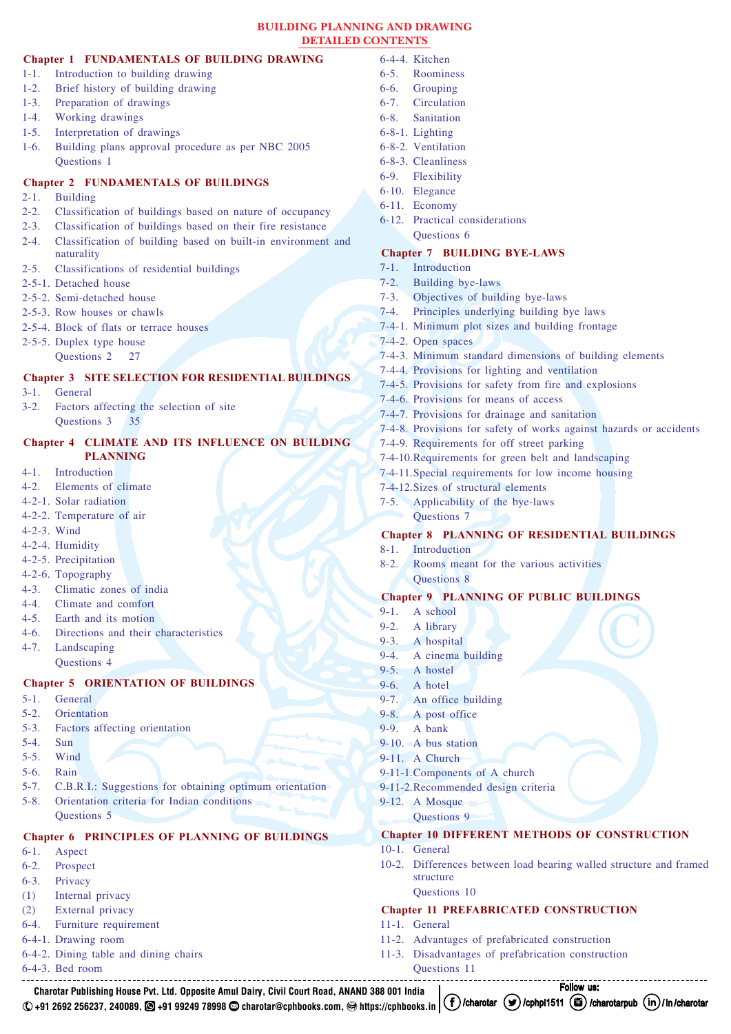# BUILDING PLANNING AND DRAWING

## DETAILED CONTENTS

### Chapter 1 FUNDAMENTALS OF BUILDING DRAWING

1-1. Introduction to building drawing
1-2. Brief history of building drawing
1-3. Preparation of drawings
1-4. Working drawings
1-5. Interpretation of drawings
1-6. Building plans approval procedure as per NBC 2005
Questions 1

### Chapter 2 FUNDAMENTALS OF BUILDINGS

2-1. Building
2-2. Classification of buildings based on nature of occupancy
2-3. Classification of buildings based on their fire resistance
2-4. Classification of building based on built-in environment and naturality
2-5. Classifications of residential buildings
2-5-1. Detached house
2-5-2. Semi-detached house
2-5-3. Row houses or chawls
2-5-4. Block of flats or terrace houses
2-5-5. Duplex type house
Questions 2 27

### Chapter 3 SITE SELECTION FOR RESIDENTIAL BUILDINGS

3-1. General
3-2. Factors affecting the selection of site
Questions 3 35

### Chapter 4 CLIMATE AND ITS INFLUENCE ON BUILDING PLANNING

4-1. Introduction
4-2. Elements of climate
4-2-1. Solar radiation
4-2-2. Temperature of air
4-2-3. Wind
4-2-4. Humidity
4-2-5. Precipitation
4-2-6. Topography
4-3. Climatic zones of india
4-4. Climate and comfort
4-5. Earth and its motion
4-6. Directions and their characteristics
4-7. Landscaping
Questions 4

### Chapter 5 ORIENTATION OF BUILDINGS

5-1. General
5-2. Orientation
5-3. Factors affecting orientation
5-4. Sun
5-5. Wind
5-6. Rain
5-7. C.B.R.I.: Suggestions for obtaining optimum orientation
5-8. Orientation criteria for Indian conditions
Questions 5

### Chapter 6 PRINCIPLES OF PLANNING OF BUILDINGS

6-1. Aspect
6-2. Prospect
6-3. Privacy
(1) Internal privacy
(2) External privacy
6-4. Furniture requirement
6-4-1. Drawing room
6-4-2. Dining table and dining chairs
6-4-3. Bed room
6-4-4. Kitchen
6-5. Roominess
6-6. Grouping
6-7. Circulation
6-8. Sanitation
6-8-1. Lighting
6-8-2. Ventilation
6-8-3. Cleanliness
6-9. Flexibility
6-10. Elegance
6-11. Economy
6-12. Practical considerations
Questions 6

### Chapter 7 BUILDING BYE-LAWS

7-1. Introduction
7-2. Building bye-laws
7-3. Objectives of building bye-laws
7-4. Principles underlying building bye laws
7-4-1. Minimum plot sizes and building frontage
7-4-2. Open spaces
7-4-3. Minimum standard dimensions of building elements
7-4-4. Provisions for lighting and ventilation
7-4-5. Provisions for safety from fire and explosions
7-4-6. Provisions for means of access
7-4-7. Provisions for drainage and sanitation
7-4-8. Provisions for safety of works against hazards or accidents
7-4-9. Requirements for off street parking
7-4-10. Requirements for green belt and landscaping
7-4-11. Special requirements for low income housing
7-4-12. Sizes of structural elements
7-5. Applicability of the bye-laws
Questions 7

### Chapter 8 PLANNING OF RESIDENTIAL BUILDINGS

8-1. Introduction
8-2. Rooms meant for the various activities
Questions 8

### Chapter 9 PLANNING OF PUBLIC BUILDINGS

9-1. A school
9-2. A library
9-3. A hospital
9-4. A cinema building
9-5. A hostel
9-6. A hotel
9-7. An office building
9-8. A post office
9-9. A bank
9-10. A bus station
9-11. A Church
9-11-1. Components of A church
9-11-2. Recommended design criteria
9-12. A Mosque
Questions 9

### Chapter 10 DIFFERENT METHODS OF CONSTRUCTION

10-1. General
10-2. Differences between load bearing walled structure and framed structure
Questions 10

### Chapter 11 PREFABRICATED CONSTRUCTION

11-1. General
11-2. Advantages of prefabricated construction
11-3. Disadvantages of prefabrication construction
Questions 11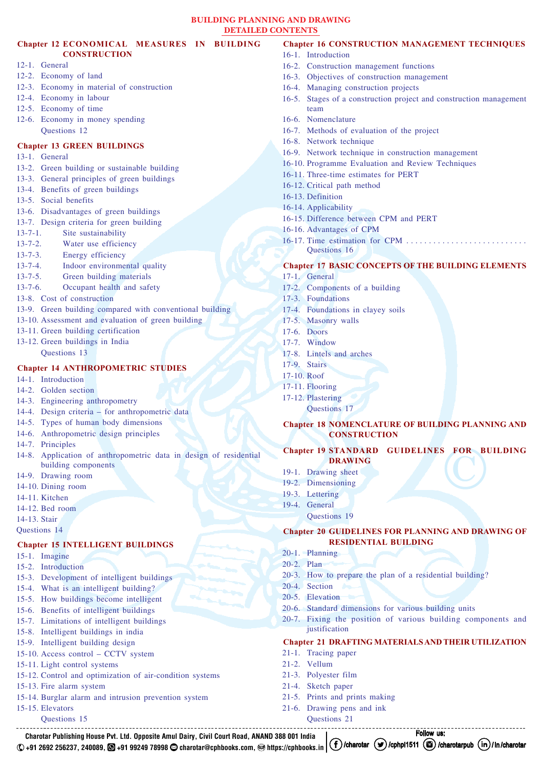# BUILDING PLANNING AND DRAWING

## DETAILED CONTENTS

### Chapter 12 ECONOMICAL MEASURES IN BUILDING CONSTRUCTION

12-1. General
12-2. Economy of land
12-3. Economy in material of construction
12-4. Economy in labour
12-5. Economy of time
12-6. Economy in money spending
Questions 12

### Chapter 13 GREEN BUILDINGS

13-1. General
13-2. Green building or sustainable building
13-3. General principles of green buildings
13-4. Benefits of green buildings
13-5. Social benefits
13-6. Disadvantages of green buildings
13-7. Design criteria for green building
13-7-1. Site sustainability
13-7-2. Water use efficiency
13-7-3. Energy efficiency
13-7-4. Indoor environmental quality
13-7-5. Green building materials
13-7-6. Occupant health and safety
13-8. Cost of construction
13-9. Green building compared with conventional building
13-10. Assessment and evaluation of green building
13-11. Green building certification
13-12. Green buildings in India
Questions 13

### Chapter 14 ANTHROPOMETRIC STUDIES

14-1. Introduction
14-2. Golden section
14-3. Engineering anthropometry
14-4. Design criteria – for anthropometric data
14-5. Types of human body dimensions
14-6. Anthropometric design principles
14-7. Principles
14-8. Application of anthropometric data in design of residential building components
14-9. Drawing room
14-10. Dining room
14-11. Kitchen
14-12. Bed room
14-13. Stair
Questions 14

### Chapter 15 INTELLIGENT BUILDINGS

15-1. Imagine
15-2. Introduction
15-3. Development of intelligent buildings
15-4. What is an intelligent building?
15-5. How buildings become intelligent
15-6. Benefits of intelligent buildings
15-7. Limitations of intelligent buildings
15-8. Intelligent buildings in india
15-9. Intelligent building design
15-10. Access control – CCTV system
15-11. Light control systems
15-12. Control and optimization of air-condition systems
15-13. Fire alarm system
15-14. Burglar alarm and intrusion prevention system
15-15. Elevators
Questions 15

### Chapter 16 CONSTRUCTION MANAGEMENT TECHNIQUES

16-1. Introduction
16-2. Construction management functions
16-3. Objectives of construction management
16-4. Managing construction projects
16-5. Stages of a construction project and construction management team
16-6. Nomenclature
16-7. Methods of evaluation of the project
16-8. Network technique
16-9. Network technique in construction management
16-10. Programme Evaluation and Review Techniques
16-11. Three-time estimates for PERT
16-12. Critical path method
16-13. Definition
16-14. Applicability
16-15. Difference between CPM and PERT
16-16. Advantages of CPM
16-17. Time estimation for CPM
Questions 16

### Chapter 17 BASIC CONCEPTS OF THE BUILDING ELEMENTS

17-1. General
17-2. Components of a building
17-3. Foundations
17-4. Foundations in clayey soils
17-5. Masonry walls
17-6. Doors
17-7. Window
17-8. Lintels and arches
17-9. Stairs
17-10. Roof
17-11. Flooring
17-12. Plastering
Questions 17

### Chapter 18 NOMENCLATURE OF BUILDING PLANNING AND CONSTRUCTION

### Chapter 19 STANDARD GUIDELINES FOR BUILDING DRAWING

19-1. Drawing sheet
19-2. Dimensioning
19-3. Lettering
19-4. General
Questions 19

### Chapter 20 GUIDELINES FOR PLANNING AND DRAWING OF RESIDENTIAL BUILDING

20-1. Planning
20-2. Plan
20-3. How to prepare the plan of a residential building?
20-4. Section
20-5. Elevation
20-6. Standard dimensions for various building units
20-7. Fixing the position of various building components and justification

### Chapter 21 DRAFTING MATERIALS AND THEIR UTILIZATION

21-1. Tracing paper
21-2. Vellum
21-3. Polyester film
21-4. Sketch paper
21-5. Prints and prints making
21-6. Drawing pens and ink
Questions 21

---

Charotar Publishing House Pvt. Ltd. Opposite Amul Dairy, Civil Court Road, ANAND 388 001 India
+91 2692 256237, 240089, +91 99249 78998 charotar@cphbooks.com, https://cphbooks.in

Follow us: /charotar /cphpl1511 /charotarpub /in/charotar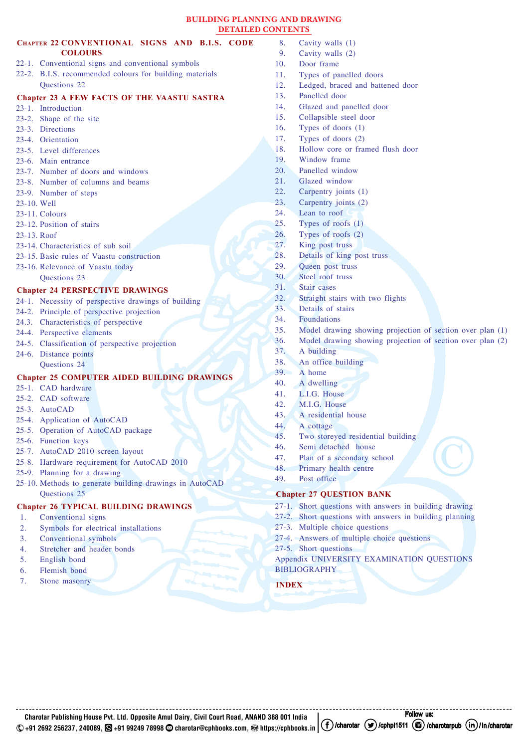# BUILDING PLANNING AND DRAWING
## DETAILED CONTENTS

**CHAPTER 22 CONVENTIONAL SIGNS AND B.I.S. CODE COLOURS**

22-1. Conventional signs and conventional symbols
22-2. B.I.S. recommended colours for building materials
Questions 22

**Chapter 23 A FEW FACTS OF THE VAASTU SASTRA**

23-1. Introduction
23-2. Shape of the site
23-3. Directions
23-4. Orientation
23-5. Level differences
23-6. Main entrance
23-7. Number of doors and windows
23-8. Number of columns and beams
23-9. Number of steps
23-10. Well
23-11. Colours
23-12. Position of stairs
23-13. Roof
23-14. Characteristics of sub soil
23-15. Basic rules of Vaastu construction
23-16. Relevance of Vaastu today
Questions 23

**Chapter 24 PERSPECTIVE DRAWINGS**

24-1. Necessity of perspective drawings of building
24-2. Principle of perspective projection
24-3. Characteristics of perspective
24-4. Perspective elements
24-5. Classification of perspective projection
24-6. Distance points
Questions 24

**Chapter 25 COMPUTER AIDED BUILDING DRAWINGS**

25-1. CAD hardware
25-2. CAD software
25-3. AutoCAD
25-4. Application of AutoCAD
25-5. Operation of AutoCAD package
25-6. Function keys
25-7. AutoCAD 2010 screen layout
25-8. Hardware requirement for AutoCAD 2010
25-9. Planning for a drawing
25-10. Methods to generate building drawings in AutoCAD
Questions 25

**Chapter 26 TYPICAL BUILDING DRAWINGS**

1. Conventional signs
2. Symbols for electrical installations
3. Conventional symbols
4. Stretcher and header bonds
5. English bond
6. Flemish bond
7. Stone masonry
8. Cavity walls (1)
9. Cavity walls (2)
10. Door frame
11. Types of panelled doors
12. Ledged, braced and battened door
13. Panelled door
14. Glazed and panelled door
15. Collapsible steel door
16. Types of doors (1)
17. Types of doors (2)
18. Hollow core or framed flush door
19. Window frame
20. Panelled window
21. Glazed window
22. Carpentry joints (1)
23. Carpentry joints (2)
24. Lean to roof
25. Types of roofs (1)
26. Types of roofs (2)
27. King post truss
28. Details of king post truss
29. Queen post truss
30. Steel roof truss
31. Stair cases
32. Straight stairs with two flights
33. Details of stairs
34. Foundations
35. Model drawing showing projection of section over plan (1)
36. Model drawing showing projection of section over plan (2)
37. A building
38. An office building
39. A home
40. A dwelling
41. L.I.G. House
42. M.I.G. House
43. A residential house
44. A cottage
45. Two storeyed residential building
46. Semi detached house
47. Plan of a secondary school
48. Primary health centre
49. Post office

**Chapter 27 QUESTION BANK**

27-1. Short questions with answers in building drawing
27-2. Short questions with answers in building planning
27-3. Multiple choice questions
27-4. Answers of multiple choice questions
27-5. Short questions

Appendix UNIVERSITY EXAMINATION QUESTIONS
BIBLIOGRAPHY

**INDEX**